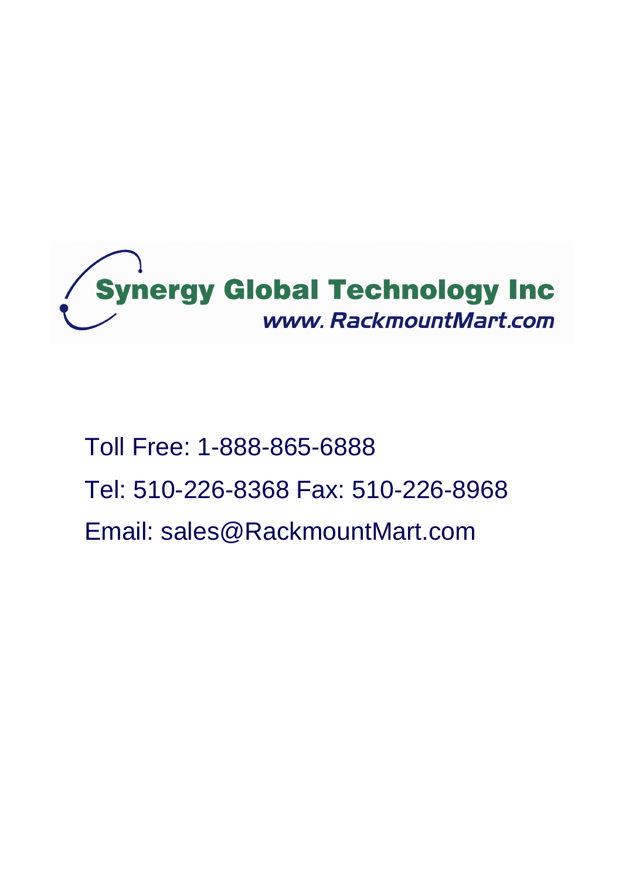**Synergy Global Technology Inc**

***www. RackmountMart.com***

Toll Free: 1-888-865-6888

Tel: 510-226-8368 Fax: 510-226-8968

Email: sales@RackmountMart.com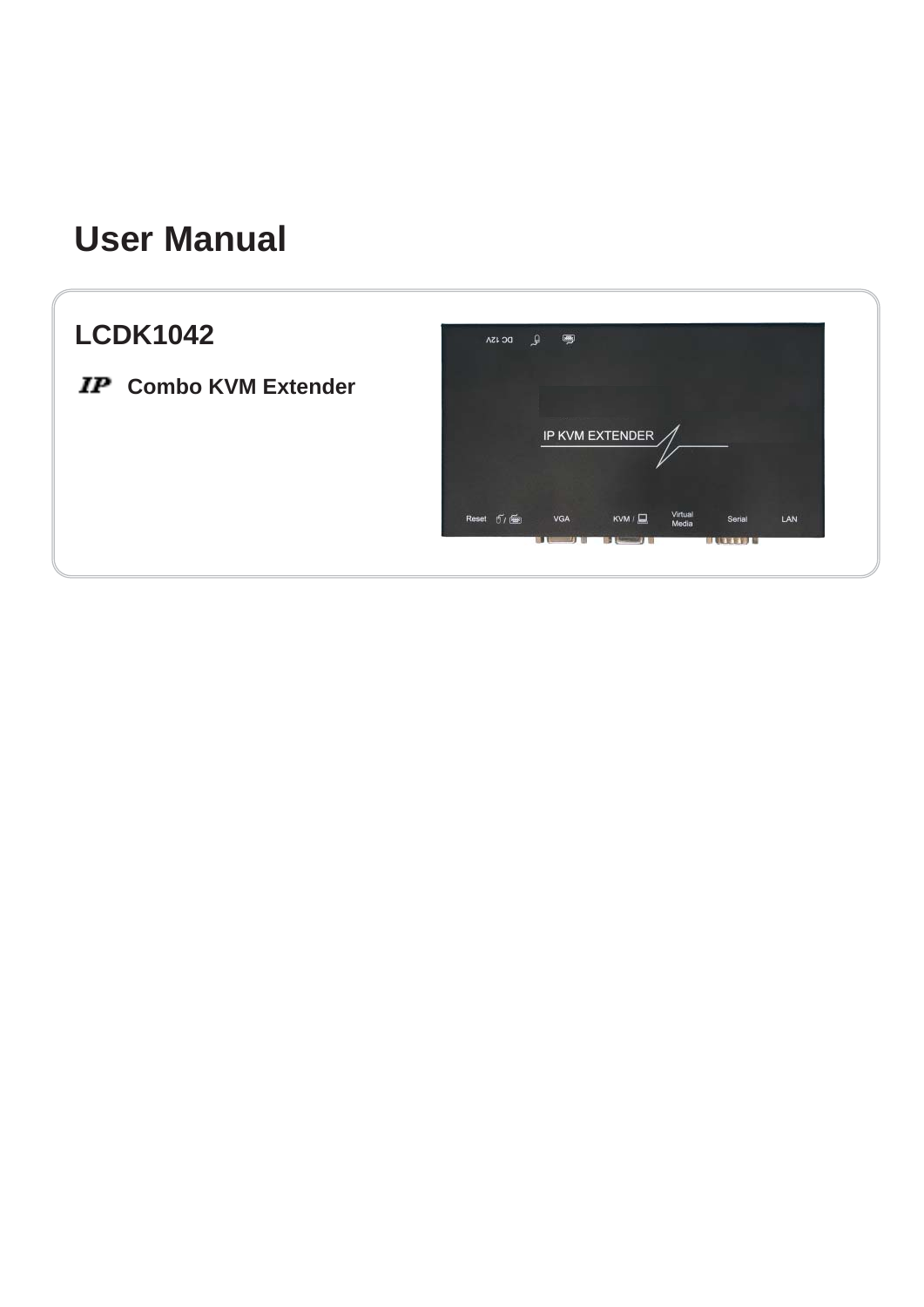# User Manual

## LCDK1042

**IP Combo KVM Extender**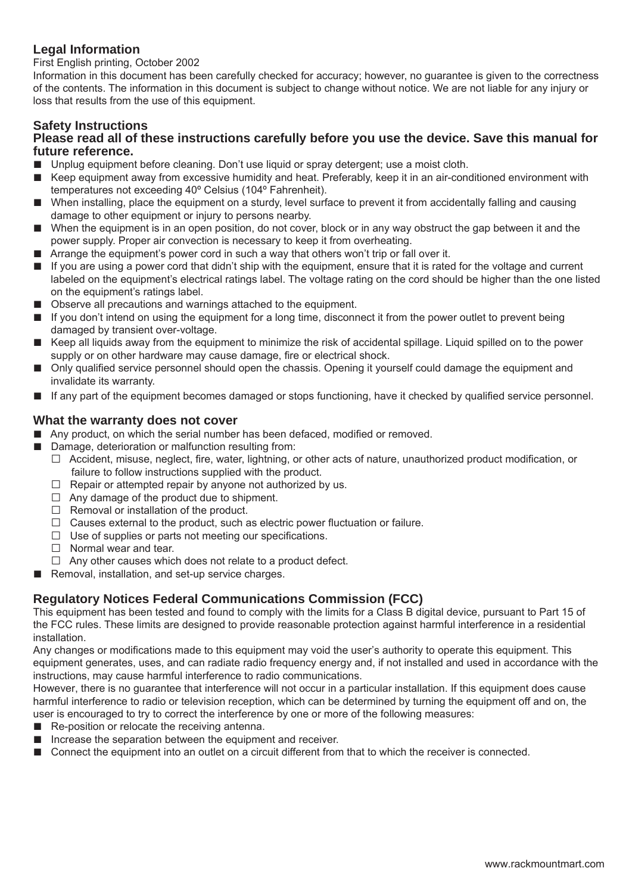## Legal Information

First English printing, October 2002

Information in this document has been carefully checked for accuracy; however, no guarantee is given to the correctness of the contents. The information in this document is subject to change without notice. We are not liable for any injury or loss that results from the use of this equipment.

## Safety Instructions

**Please read all of these instructions carefully before you use the device. Save this manual for future reference.**

- Unplug equipment before cleaning. Don't use liquid or spray detergent; use a moist cloth.
- Keep equipment away from excessive humidity and heat. Preferably, keep it in an air-conditioned environment with temperatures not exceeding 40º Celsius (104º Fahrenheit).
- When installing, place the equipment on a sturdy, level surface to prevent it from accidentally falling and causing damage to other equipment or injury to persons nearby.
- When the equipment is in an open position, do not cover, block or in any way obstruct the gap between it and the power supply. Proper air convection is necessary to keep it from overheating.
- Arrange the equipment's power cord in such a way that others won't trip or fall over it.
- If you are using a power cord that didn't ship with the equipment, ensure that it is rated for the voltage and current labeled on the equipment's electrical ratings label. The voltage rating on the cord should be higher than the one listed on the equipment's ratings label.
- Observe all precautions and warnings attached to the equipment.
- If you don't intend on using the equipment for a long time, disconnect it from the power outlet to prevent being damaged by transient over-voltage.
- Keep all liquids away from the equipment to minimize the risk of accidental spillage. Liquid spilled on to the power supply or on other hardware may cause damage, fire or electrical shock.
- Only qualified service personnel should open the chassis. Opening it yourself could damage the equipment and invalidate its warranty.
- If any part of the equipment becomes damaged or stops functioning, have it checked by qualified service personnel.

## What the warranty does not cover

- Any product, on which the serial number has been defaced, modified or removed.
- Damage, deterioration or malfunction resulting from:
  - Accident, misuse, neglect, fire, water, lightning, or other acts of nature, unauthorized product modification, or failure to follow instructions supplied with the product.
  - Repair or attempted repair by anyone not authorized by us.
  - Any damage of the product due to shipment.
  - Removal or installation of the product.
  - Causes external to the product, such as electric power fluctuation or failure.
  - Use of supplies or parts not meeting our specifications.
  - Normal wear and tear.
  - Any other causes which does not relate to a product defect.
- Removal, installation, and set-up service charges.

## Regulatory Notices Federal Communications Commission (FCC)

This equipment has been tested and found to comply with the limits for a Class B digital device, pursuant to Part 15 of the FCC rules. These limits are designed to provide reasonable protection against harmful interference in a residential installation.

Any changes or modifications made to this equipment may void the user's authority to operate this equipment. This equipment generates, uses, and can radiate radio frequency energy and, if not installed and used in accordance with the instructions, may cause harmful interference to radio communications.

However, there is no guarantee that interference will not occur in a particular installation. If this equipment does cause harmful interference to radio or television reception, which can be determined by turning the equipment off and on, the user is encouraged to try to correct the interference by one or more of the following measures:

- Re-position or relocate the receiving antenna.
- Increase the separation between the equipment and receiver.
- Connect the equipment into an outlet on a circuit different from that to which the receiver is connected.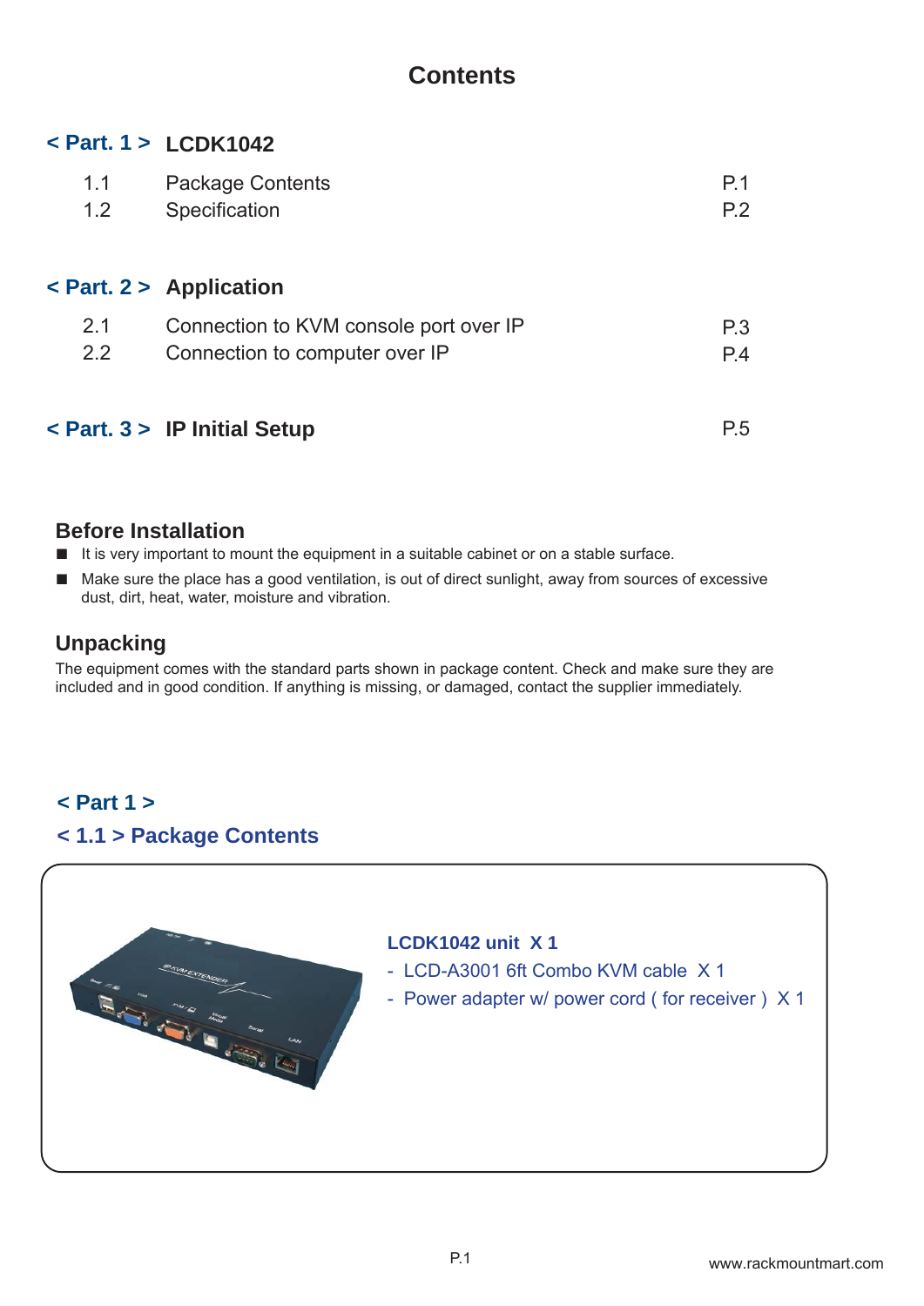# Contents

## < Part. 1 > LCDK1042

| | | |
|---|---|---|
| 1.1 | Package Contents | P.1 |
| 1.2 | Specification | P.2 |

## < Part. 2 > Application

| | | |
|---|---|---|
| 2.1 | Connection to KVM console port over IP | P.3 |
| 2.2 | Connection to computer over IP | P.4 |

## < Part. 3 > IP Initial Setup — P.5

## Before Installation

- It is very important to mount the equipment in a suitable cabinet or on a stable surface.
- Make sure the place has a good ventilation, is out of direct sunlight, away from sources of excessive dust, dirt, heat, water, moisture and vibration.

## Unpacking

The equipment comes with the standard parts shown in package content. Check and make sure they are included and in good condition. If anything is missing, or damaged, contact the supplier immediately.

## < Part 1 >

## < 1.1 > Package Contents

**LCDK1042 unit X 1**

- LCD-A3001 6ft Combo KVM cable X 1
- Power adapter w/ power cord ( for receiver ) X 1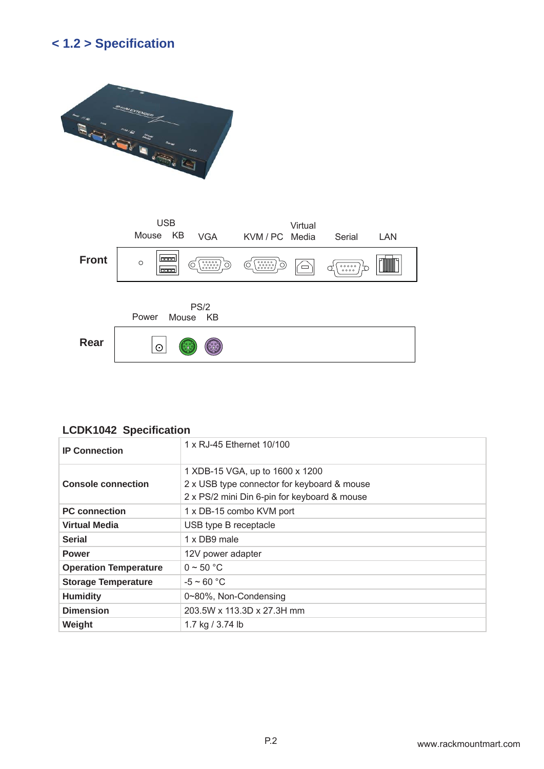## < 1.2 > Specification

**Front**

| USB Mouse | KB | VGA | KVM / PC | Virtual Media | Serial | LAN |
|---|---|---|---|---|---|---|

**Rear**

| Power | PS/2 Mouse | KB |
|---|---|---|

### LCDK1042 Specification

| | |
|---|---|
| **IP Connection** | 1 x RJ-45 Ethernet 10/100 |
| **Console connection** | 1 XDB-15 VGA, up to 1600 x 1200<br>2 x USB type connector for keyboard & mouse<br>2 x PS/2 mini Din 6-pin for keyboard & mouse |
| **PC connection** | 1 x DB-15 combo KVM port |
| **Virtual Media** | USB type B receptacle |
| **Serial** | 1 x DB9 male |
| **Power** | 12V power adapter |
| **Operation Temperature** | 0 ~ 50 °C |
| **Storage Temperature** | -5 ~ 60 °C |
| **Humidity** | 0~80%, Non-Condensing |
| **Dimension** | 203.5W x 113.3D x 27.3H mm |
| **Weight** | 1.7 kg / 3.74 lb |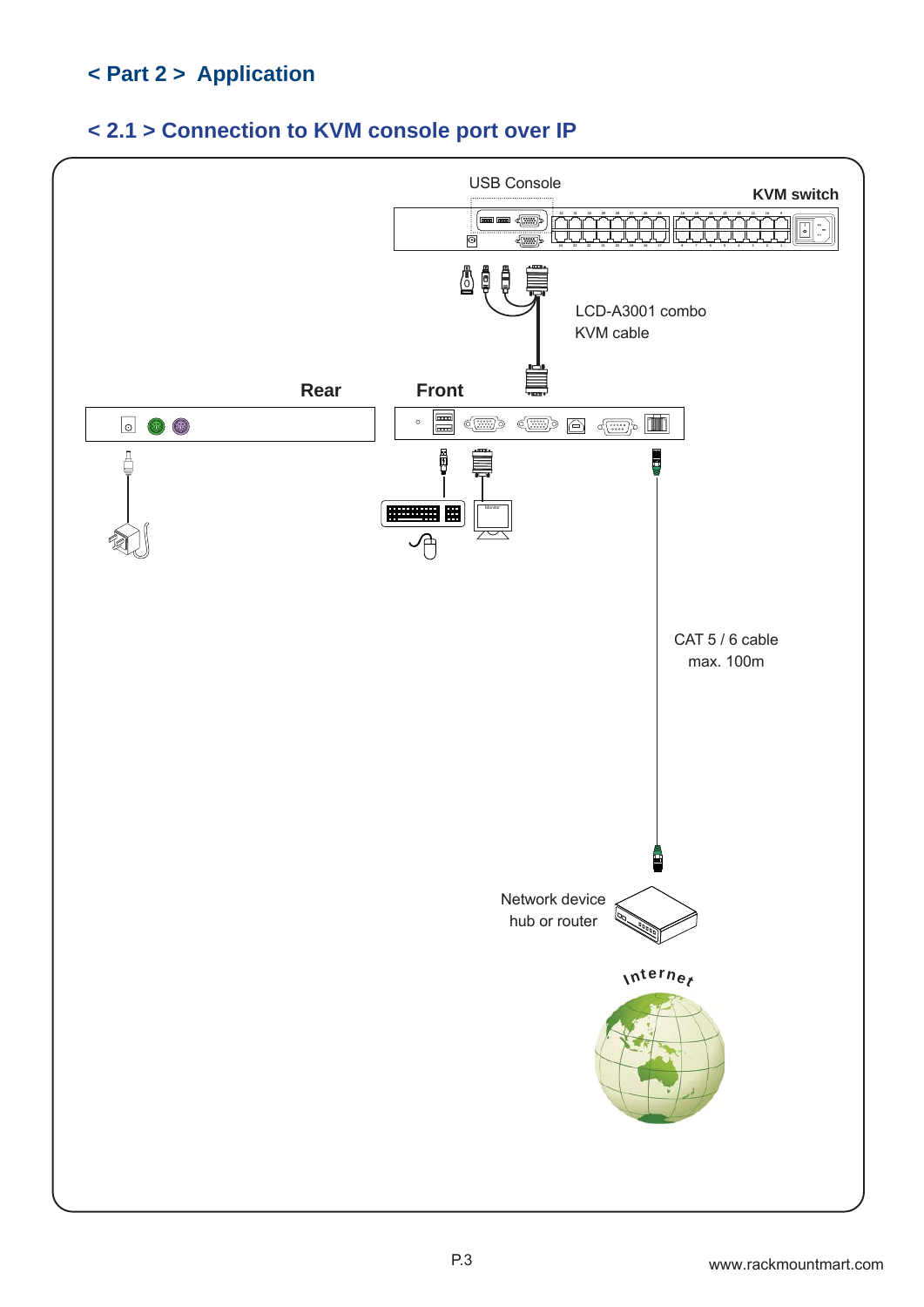# < Part 2 > Application

## < 2.1 > Connection to KVM console port over IP

USB Console

KVM switch

LCD-A3001 combo KVM cable

Rear

Front

CAT 5 / 6 cable max. 100m

Network device hub or router

Internet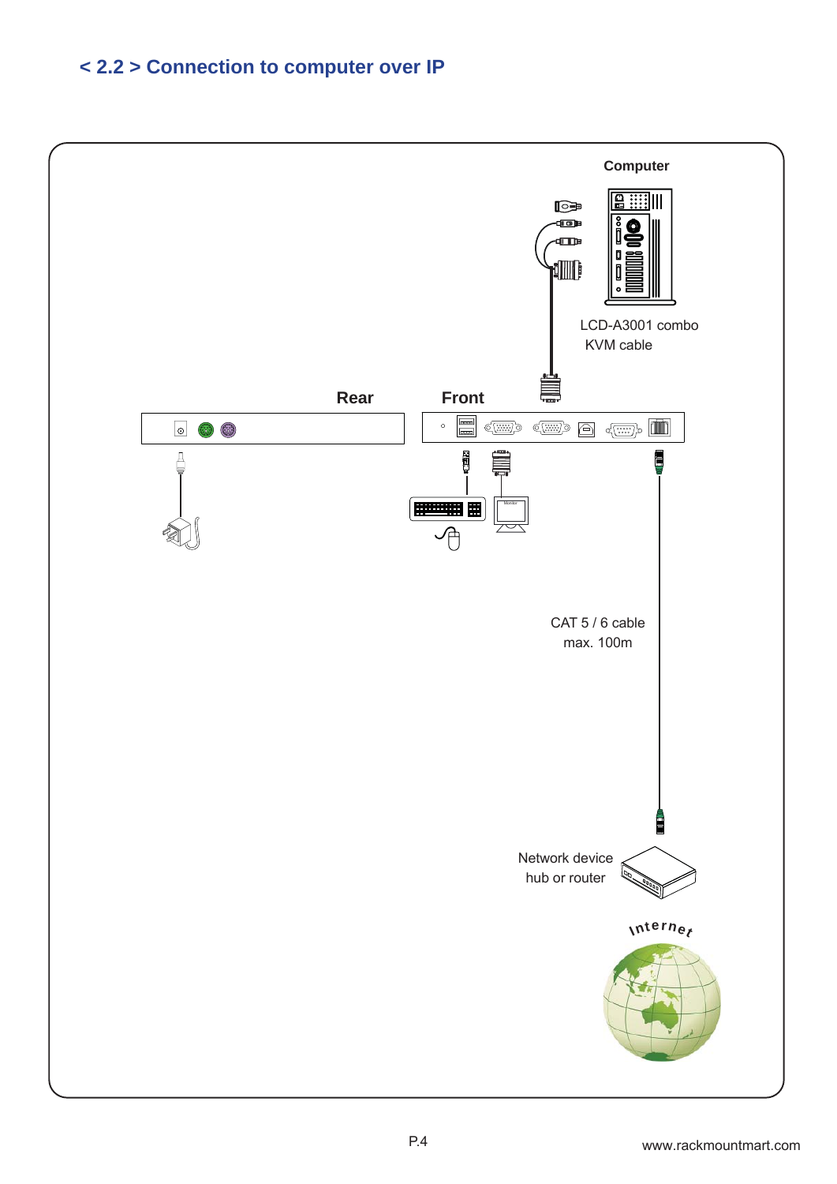## < 2.2 > Connection to computer over IP

Computer

LCD-A3001 combo KVM cable

Rear

Front

CAT 5 / 6 cable max. 100m

Network device hub or router

Internet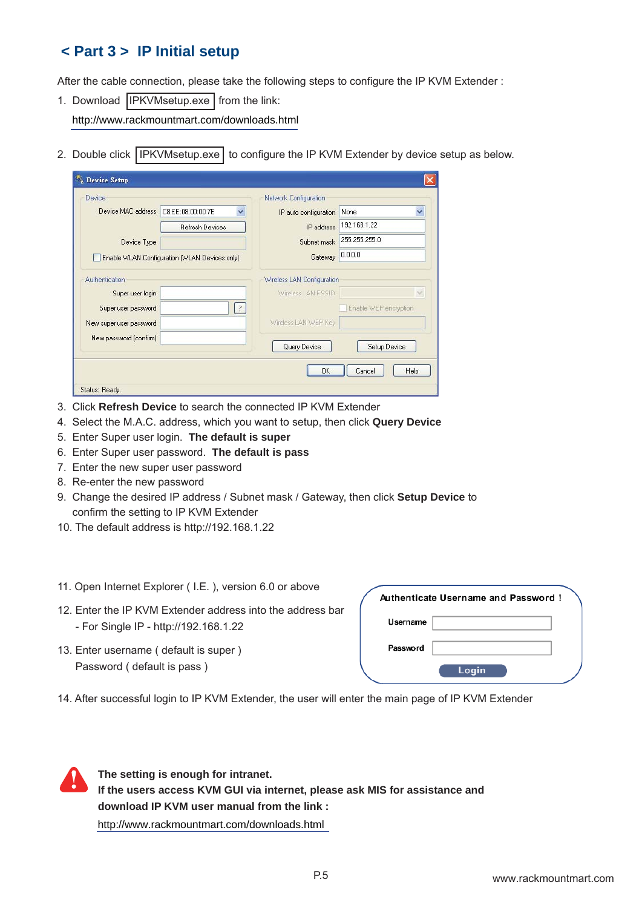# < Part 3 > IP Initial setup

After the cable connection, please take the following steps to configure the IP KVM Extender :

1. Download IPKVMsetup.exe from the link:
   http://www.rackmountmart.com/downloads.html

2. Double click IPKVMsetup.exe to configure the IP KVM Extender by device setup as below.

3. Click **Refresh Device** to search the connected IP KVM Extender
4. Select the M.A.C. address, which you want to setup, then click **Query Device**
5. Enter Super user login. **The default is super**
6. Enter Super user password. **The default is pass**
7. Enter the new super user password
8. Re-enter the new password
9. Change the desired IP address / Subnet mask / Gateway, then click **Setup Device** to confirm the setting to IP KVM Extender
10. The default address is http://192.168.1.22

11. Open Internet Explorer ( I.E. ), version 6.0 or above
12. Enter the IP KVM Extender address into the address bar
    - For Single IP - http://192.168.1.22
13. Enter username ( default is super )
    Password ( default is pass )
14. After successful login to IP KVM Extender, the user will enter the main page of IP KVM Extender

**The setting is enough for intranet.**
**If the users access KVM GUI via internet, please ask MIS for assistance and download IP KVM user manual from the link :**
http://www.rackmountmart.com/downloads.html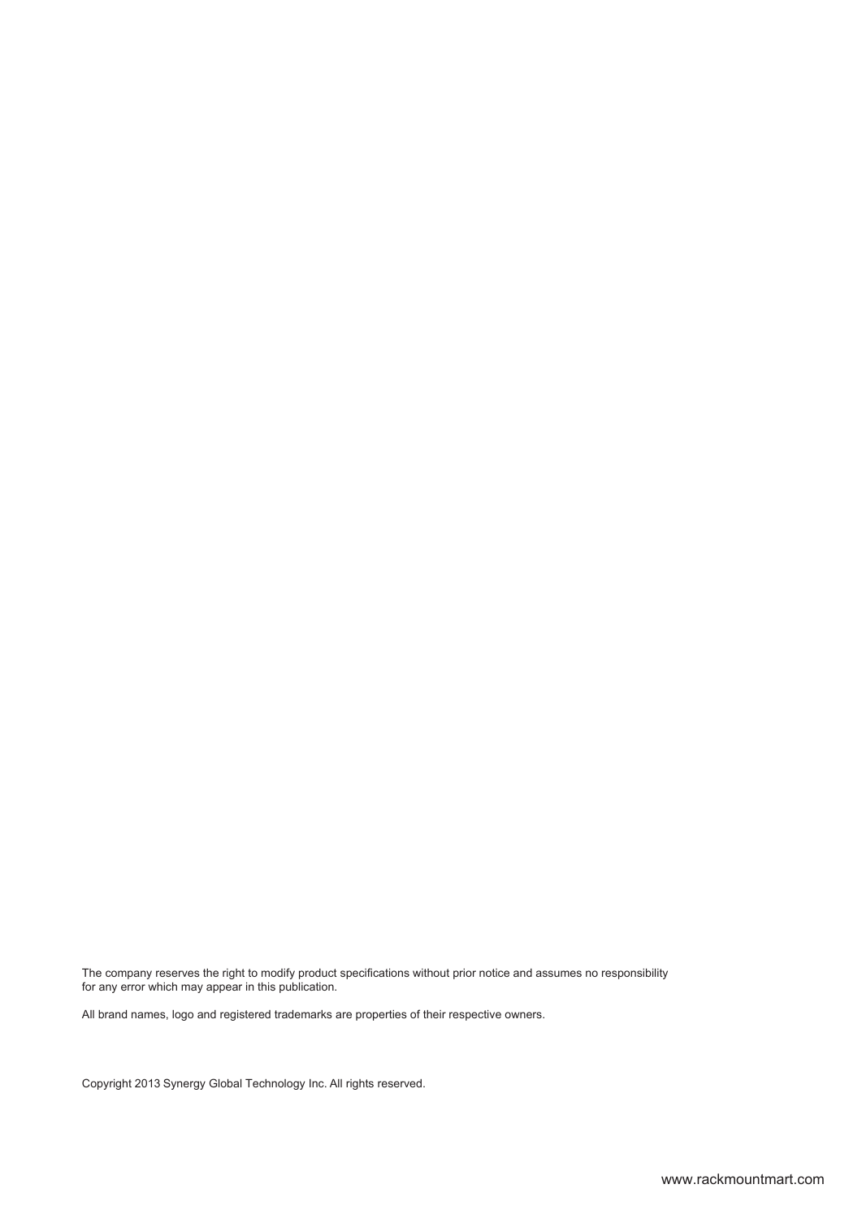The company reserves the right to modify product specifications without prior notice and assumes no responsibility for any error which may appear in this publication.

All brand names, logo and registered trademarks are properties of their respective owners.

Copyright 2013 Synergy Global Technology Inc. All rights reserved.

www.rackmountmart.com